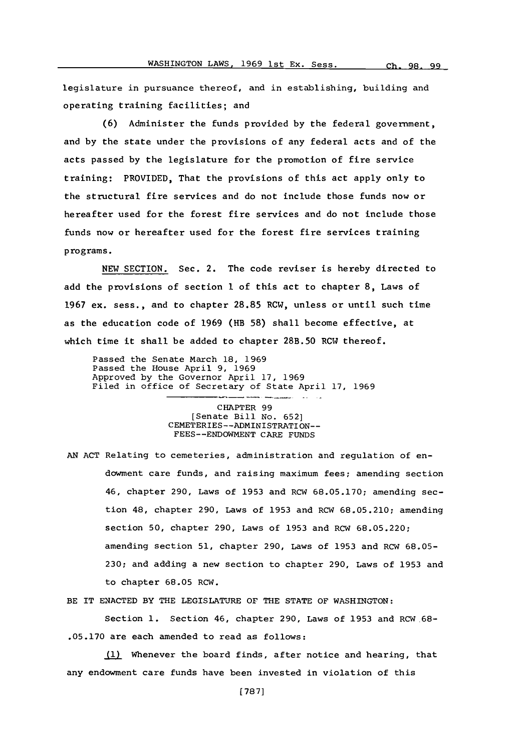legislature in pursuance thereof, and in establishing, building and operating training facilities; and

(6) Administer the funds provided by the federal government, and by the state under the provisions of any federal acts and of the acts passed by the legislature for the promotion of fire service training: PROVIDED, That the provisions of this act apply only to the structural fire services and do not include those funds now or hereafter used for the forest fire services and do not include those funds now or hereafter used for the forest fire services training programs.

NEW SECTION. Sec. 2. The code reviser is hereby directed to add the provisions of section 1 of this act to chapter 8, Laws of 1967 ex. sess., and to chapter 28.85 RCW, unless or until such time as the education code of 1969 (HB 58) shall become effective, at which time it shall be added to chapter 28B.50 RCW thereof.

Passed the Senate March 18, 1969
Passed the House April 9, 1969
Approved by the Governor April 17, 1969
Filed in office of Secretary of State April 17, 1969

CHAPTER 99
[Senate Bill No. 652]
CEMETERIES--ADMINISTRATION--
FEES--ENDOWMENT CARE FUNDS

AN ACT Relating to cemeteries, administration and regulation of endowment care funds, and raising maximum fees; amending section 46, chapter 290, Laws of 1953 and RCW 68.05.170; amending section 48, chapter 290, Laws of 1953 and RCW 68.05.210; amending section 50, chapter 290, Laws of 1953 and RCW 68.05.220; amending section 51, chapter 290, Laws of 1953 and RCW 68.05-230; and adding a new section to chapter 290, Laws of 1953 and to chapter 68.05 RCW.

BE IT ENACTED BY THE LEGISLATURE OF THE STATE OF WASHINGTON:

Section 1. Section 46, chapter 290, Laws of 1953 and RCW 68-.05.170 are each amended to read as follows:

(1) Whenever the board finds, after notice and hearing, that any endowment care funds have been invested in violation of this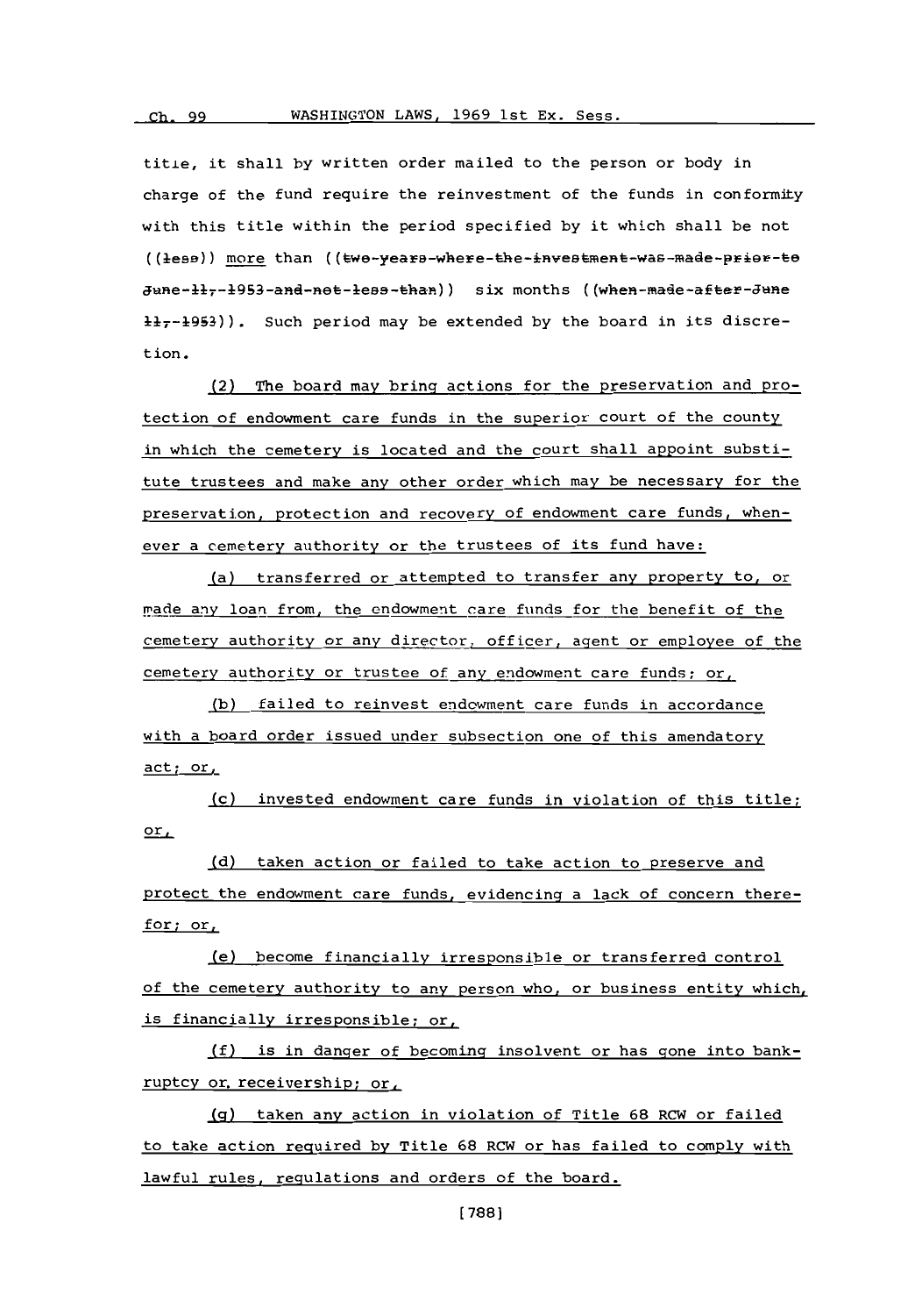title, it shall by written order mailed to the person or body in charge of the fund require the reinvestment of the funds in conformity with this title within the period specified by it which shall be not ((~~less~~)) more than ((~~two-years-where-the-investment-was-made-prior-to June-11,-1953-and-not-less-than~~)) six months ((~~when-made-after-June 11,-1953~~)). Such period may be extended by the board in its discretion.

(2) The board may bring actions for the preservation and protection of endowment care funds in the superior court of the county in which the cemetery is located and the court shall appoint substitute trustees and make any other order which may be necessary for the preservation, protection and recovery of endowment care funds, whenever a cemetery authority or the trustees of its fund have:

(a) transferred or attempted to transfer any property to, or made any loan from, the endowment care funds for the benefit of the cemetery authority or any director, officer, agent or employee of the cemetery authority or trustee of any endowment care funds; or,

(b) failed to reinvest endowment care funds in accordance with a board order issued under subsection one of this amendatory act; or,

(c) invested endowment care funds in violation of this title; or,

(d) taken action or failed to take action to preserve and protect the endowment care funds, evidencing a lack of concern therefor; or,

(e) become financially irresponsible or transferred control of the cemetery authority to any person who, or business entity which, is financially irresponsible; or,

(f) is in danger of becoming insolvent or has gone into bankruptcy or receivership; or,

(g) taken any action in violation of Title 68 RCW or failed to take action required by Title 68 RCW or has failed to comply with lawful rules, regulations and orders of the board.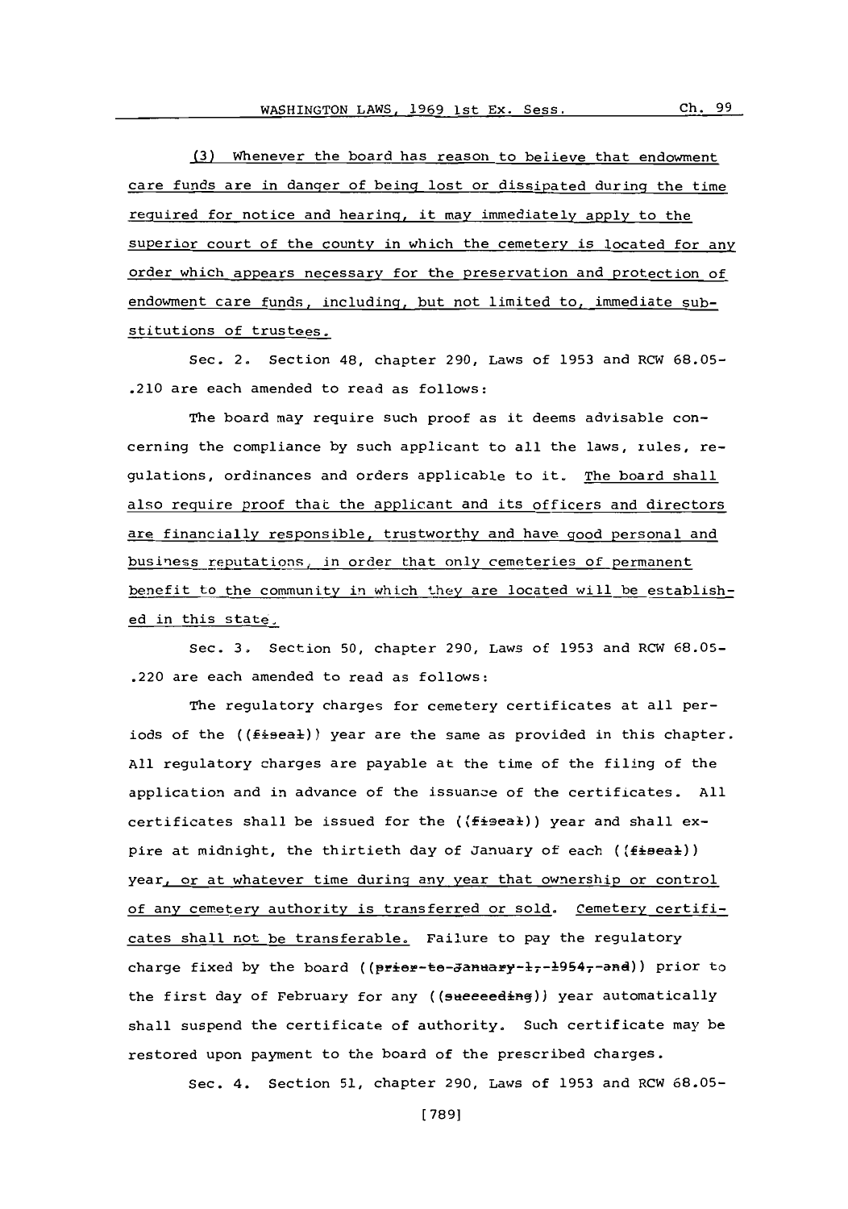(3) Whenever the board has reason to believe that endowment care funds are in danger of being lost or dissipated during the time required for notice and hearing, it may immediately apply to the superior court of the county in which the cemetery is located for any order which appears necessary for the preservation and protection of endowment care funds, including, but not limited to, immediate substitutions of trustees.

Sec. 2. Section 48, chapter 290, Laws of 1953 and RCW 68.05-.210 are each amended to read as follows:

The board may require such proof as it deems advisable concerning the compliance by such applicant to all the laws, rules, regulations, ordinances and orders applicable to it. The board shall also require proof that the applicant and its officers and directors are financially responsible, trustworthy and have good personal and business reputations, in order that only cemeteries of permanent benefit to the community in which they are located will be established in this state.

Sec. 3. Section 50, chapter 290, Laws of 1953 and RCW 68.05-.220 are each amended to read as follows:

The regulatory charges for cemetery certificates at all periods of the ((~~fiscal~~)) year are the same as provided in this chapter. All regulatory charges are payable at the time of the filing of the application and in advance of the issuance of the certificates. All certificates shall be issued for the ((~~fiscal~~)) year and shall expire at midnight, the thirtieth day of January of each ((~~fiscal~~)) year, or at whatever time during any year that ownership or control of any cemetery authority is transferred or sold. Cemetery certificates shall not be transferable. Failure to pay the regulatory charge fixed by the board ((~~prior to January 1, 1954, and~~)) prior to the first day of February for any ((~~succeeding~~)) year automatically shall suspend the certificate of authority. Such certificate may be restored upon payment to the board of the prescribed charges.

Sec. 4. Section 51, chapter 290, Laws of 1953 and RCW 68.05-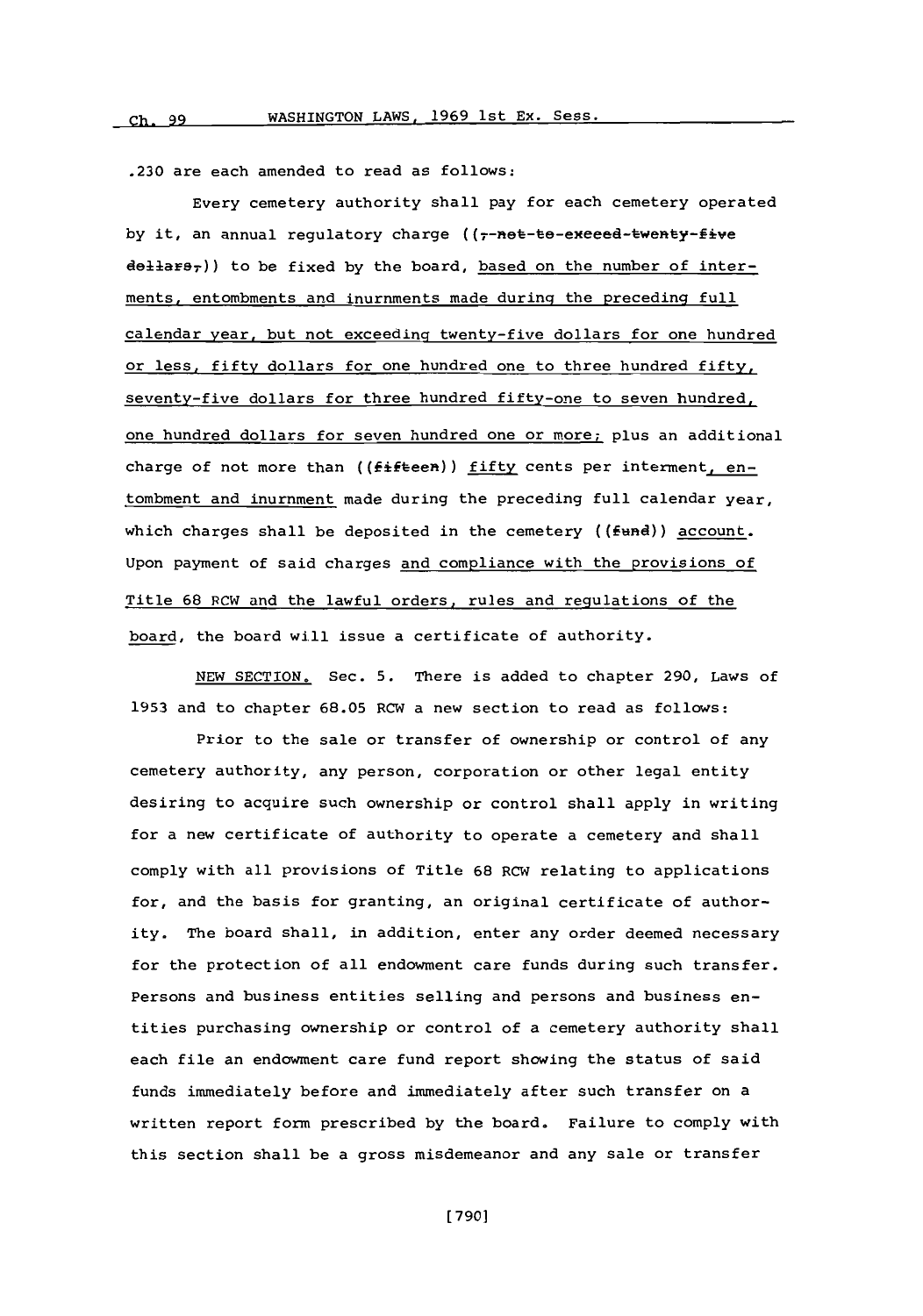.230 are each amended to read as follows:

Every cemetery authority shall pay for each cemetery operated by it, an annual regulatory charge ((, not to exceed twenty-five dollars,)) to be fixed by the board, based on the number of interments, entombments and inurnments made during the preceding full calendar year, but not exceeding twenty-five dollars for one hundred or less, fifty dollars for one hundred one to three hundred fifty, seventy-five dollars for three hundred fifty-one to seven hundred, one hundred dollars for seven hundred one or more; plus an additional charge of not more than ((fifteen)) fifty cents per interment, entombment and inurnment made during the preceding full calendar year, which charges shall be deposited in the cemetery ((fund)) account. Upon payment of said charges and compliance with the provisions of Title 68 RCW and the lawful orders, rules and regulations of the board, the board will issue a certificate of authority.

NEW SECTION. Sec. 5. There is added to chapter 290, Laws of 1953 and to chapter 68.05 RCW a new section to read as follows:

Prior to the sale or transfer of ownership or control of any cemetery authority, any person, corporation or other legal entity desiring to acquire such ownership or control shall apply in writing for a new certificate of authority to operate a cemetery and shall comply with all provisions of Title 68 RCW relating to applications for, and the basis for granting, an original certificate of authority. The board shall, in addition, enter any order deemed necessary for the protection of all endowment care funds during such transfer. Persons and business entities selling and persons and business entities purchasing ownership or control of a cemetery authority shall each file an endowment care fund report showing the status of said funds immediately before and immediately after such transfer on a written report form prescribed by the board. Failure to comply with this section shall be a gross misdemeanor and any sale or transfer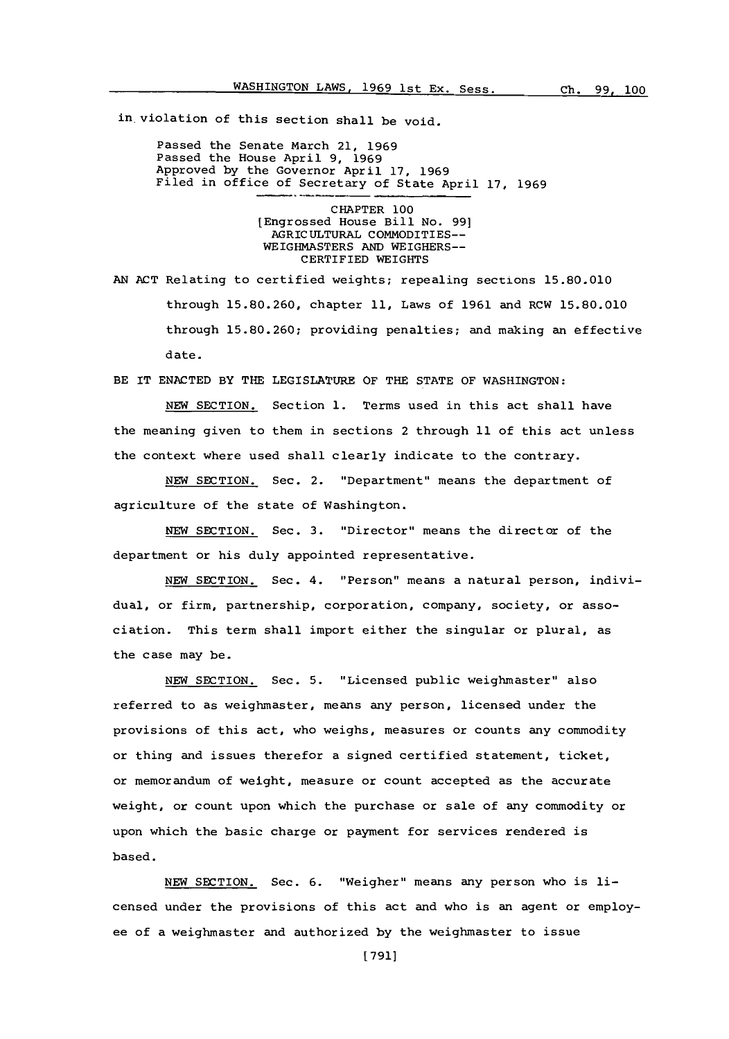in violation of this section shall be void.

Passed the Senate March 21, 1969
Passed the House April 9, 1969
Approved by the Governor April 17, 1969
Filed in office of Secretary of State April 17, 1969

CHAPTER 100
[Engrossed House Bill No. 99]
AGRICULTURAL COMMODITIES--
WEIGHMASTERS AND WEIGHERS--
CERTIFIED WEIGHTS

AN ACT Relating to certified weights; repealing sections 15.80.010 through 15.80.260, chapter 11, Laws of 1961 and RCW 15.80.010 through 15.80.260; providing penalties; and making an effective date.

BE IT ENACTED BY THE LEGISLATURE OF THE STATE OF WASHINGTON:

NEW SECTION. Section 1. Terms used in this act shall have the meaning given to them in sections 2 through 11 of this act unless the context where used shall clearly indicate to the contrary.

NEW SECTION. Sec. 2. "Department" means the department of agriculture of the state of Washington.

NEW SECTION. Sec. 3. "Director" means the director of the department or his duly appointed representative.

NEW SECTION. Sec. 4. "Person" means a natural person, individual, or firm, partnership, corporation, company, society, or association. This term shall import either the singular or plural, as the case may be.

NEW SECTION. Sec. 5. "Licensed public weighmaster" also referred to as weighmaster, means any person, licensed under the provisions of this act, who weighs, measures or counts any commodity or thing and issues therefor a signed certified statement, ticket, or memorandum of weight, measure or count accepted as the accurate weight, or count upon which the purchase or sale of any commodity or upon which the basic charge or payment for services rendered is based.

NEW SECTION. Sec. 6. "Weigher" means any person who is licensed under the provisions of this act and who is an agent or employee of a weighmaster and authorized by the weighmaster to issue